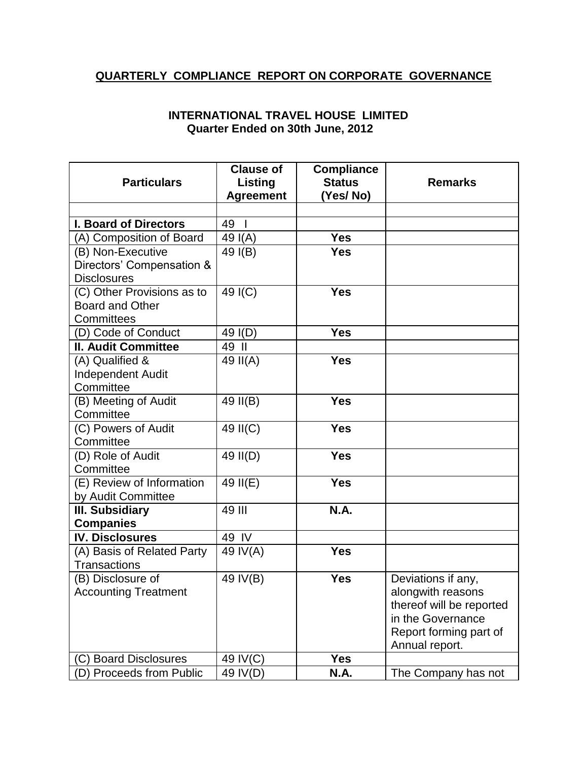## QUARTERLY COMPLIANCE REPORT ON CORPORATE GOVERNANCE

**INTERNATIONAL TRAVEL HOUSE LIMITED**
**Quarter Ended on 30th June, 2012**

| Particulars | Clause of Listing Agreement | Compliance Status (Yes/ No) | Remarks |
|---|---|---|---|
| | | | |
| **I. Board of Directors** | 49 I | | |
| (A) Composition of Board | 49 I(A) | **Yes** | |
| (B) Non-Executive Directors' Compensation & Disclosures | 49 I(B) | **Yes** | |
| (C) Other Provisions as to Board and Other Committees | 49 I(C) | **Yes** | |
| (D) Code of Conduct | 49 I(D) | **Yes** | |
| **II. Audit Committee** | 49 II | | |
| (A) Qualified & Independent Audit Committee | 49 II(A) | **Yes** | |
| (B) Meeting of Audit Committee | 49 II(B) | **Yes** | |
| (C) Powers of Audit Committee | 49 II(C) | **Yes** | |
| (D) Role of Audit Committee | 49 II(D) | **Yes** | |
| (E) Review of Information by Audit Committee | 49 II(E) | **Yes** | |
| **III. Subsidiary Companies** | 49 III | **N.A.** | |
| **IV. Disclosures** | 49 IV | | |
| (A) Basis of Related Party Transactions | 49 IV(A) | **Yes** | |
| (B) Disclosure of Accounting Treatment | 49 IV(B) | **Yes** | Deviations if any, alongwith reasons thereof will be reported in the Governance Report forming part of Annual report. |
| (C) Board Disclosures | 49 IV(C) | **Yes** | |
| (D) Proceeds from Public | 49 IV(D) | **N.A.** | The Company has not |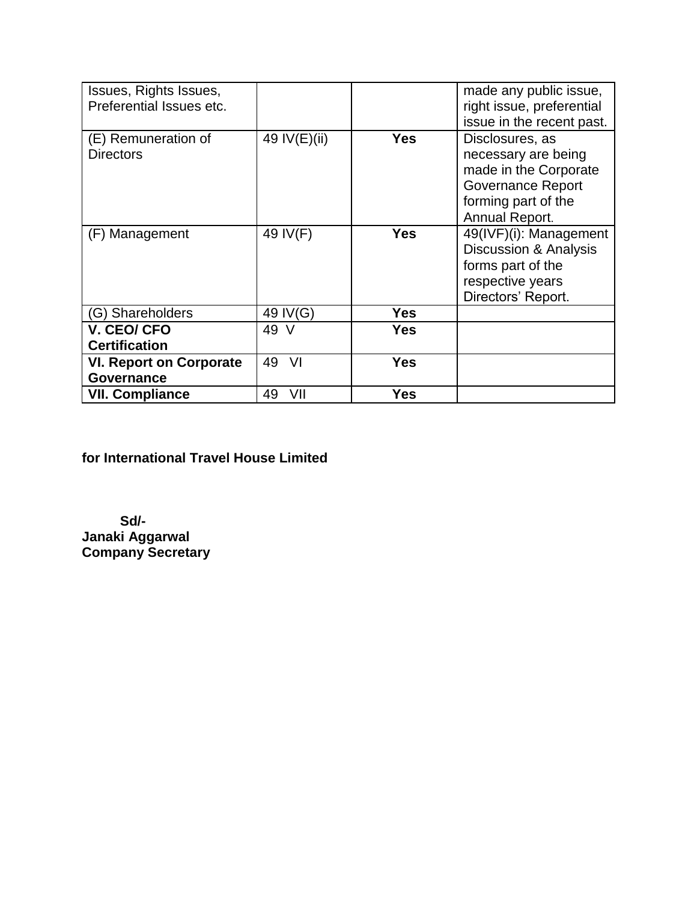| | | | |
|---|---|---|---|
| Issues, Rights Issues, Preferential Issues etc. | | | made any public issue, right issue, preferential issue in the recent past. |
| (E) Remuneration of Directors | 49 IV(E)(ii) | **Yes** | Disclosures, as necessary are being made in the Corporate Governance Report forming part of the Annual Report. |
| (F) Management | 49 IV(F) | **Yes** | 49(IVF)(i): Management Discussion & Analysis forms part of the respective years Directors' Report. |
| (G) Shareholders | 49 IV(G) | **Yes** | |
| **V. CEO/ CFO Certification** | 49 V | **Yes** | |
| **VI. Report on Corporate Governance** | 49 VI | **Yes** | |
| **VII. Compliance** | 49 VII | **Yes** | |

**for International Travel House Limited**

**Sd/-**
**Janaki Aggarwal**
**Company Secretary**